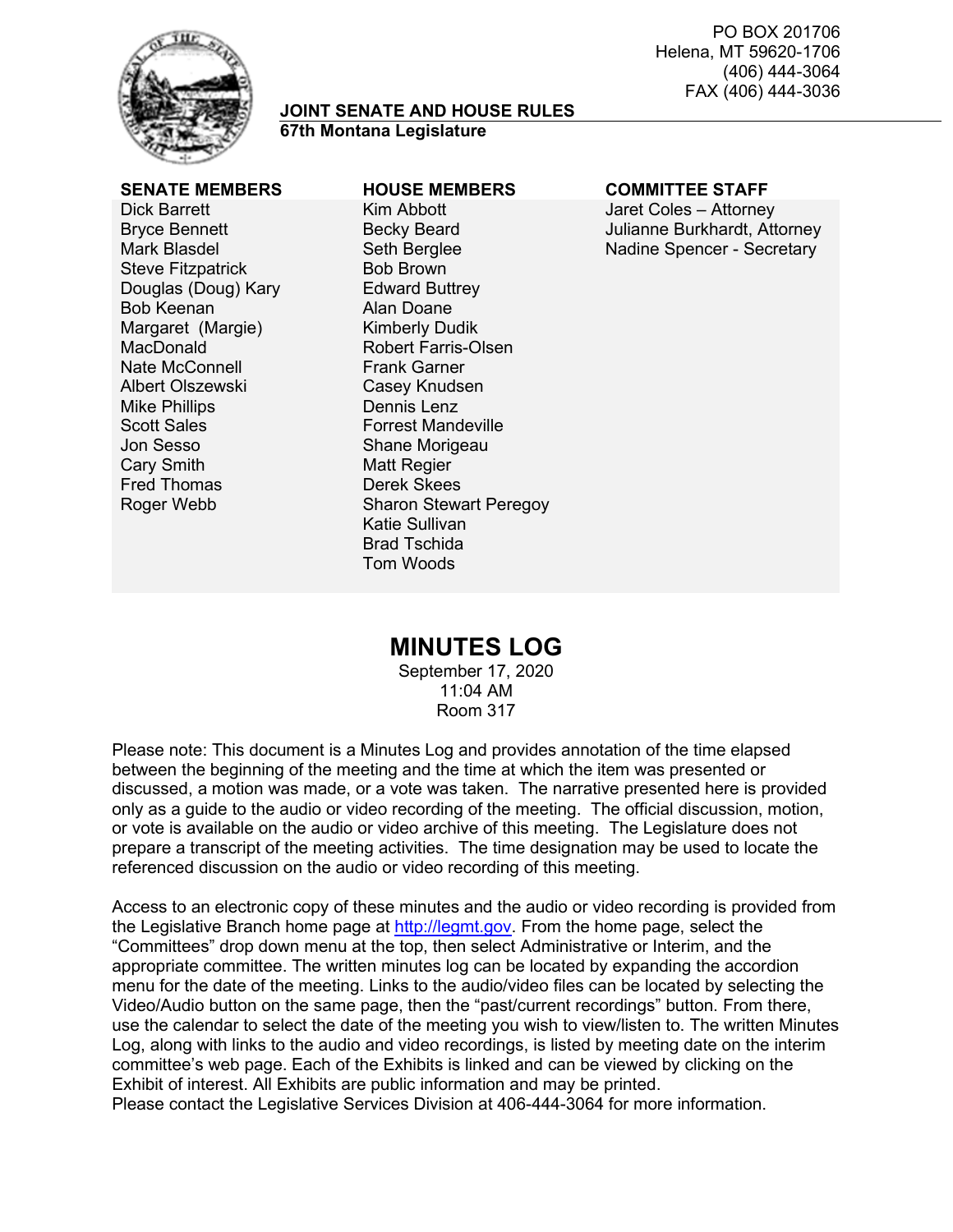PO BOX 201706
Helena, MT 59620-1706
(406) 444-3064
FAX (406) 444-3036

**JOINT SENATE AND HOUSE RULES**
**67th Montana Legislature**

| SENATE MEMBERS | HOUSE MEMBERS | COMMITTEE STAFF |
|---|---|---|
| Dick Barrett | Kim Abbott | Jaret Coles – Attorney |
| Bryce Bennett | Becky Beard | Julianne Burkhardt, Attorney |
| Mark Blasdel | Seth Berglee | Nadine Spencer - Secretary |
| Steve Fitzpatrick | Bob Brown | |
| Douglas (Doug) Kary | Edward Buttrey | |
| Bob Keenan | Alan Doane | |
| Margaret (Margie) MacDonald | Kimberly Dudik | |
| Nate McConnell | Robert Farris-Olsen | |
| Albert Olszewski | Frank Garner | |
| Mike Phillips | Casey Knudsen | |
| Scott Sales | Dennis Lenz | |
| Jon Sesso | Forrest Mandeville | |
| Cary Smith | Shane Morigeau | |
| Fred Thomas | Matt Regier | |
| Roger Webb | Derek Skees | |
| | Sharon Stewart Peregoy | |
| | Katie Sullivan | |
| | Brad Tschida | |
| | Tom Woods | |

# MINUTES LOG

September 17, 2020
11:04 AM
Room 317

Please note: This document is a Minutes Log and provides annotation of the time elapsed between the beginning of the meeting and the time at which the item was presented or discussed, a motion was made, or a vote was taken. The narrative presented here is provided only as a guide to the audio or video recording of the meeting. The official discussion, motion, or vote is available on the audio or video archive of this meeting. The Legislature does not prepare a transcript of the meeting activities. The time designation may be used to locate the referenced discussion on the audio or video recording of this meeting.

Access to an electronic copy of these minutes and the audio or video recording is provided from the Legislative Branch home page at http://legmt.gov. From the home page, select the "Committees" drop down menu at the top, then select Administrative or Interim, and the appropriate committee. The written minutes log can be located by expanding the accordion menu for the date of the meeting. Links to the audio/video files can be located by selecting the Video/Audio button on the same page, then the "past/current recordings" button. From there, use the calendar to select the date of the meeting you wish to view/listen to. The written Minutes Log, along with links to the audio and video recordings, is listed by meeting date on the interim committee's web page. Each of the Exhibits is linked and can be viewed by clicking on the Exhibit of interest. All Exhibits are public information and may be printed.
Please contact the Legislative Services Division at 406-444-3064 for more information.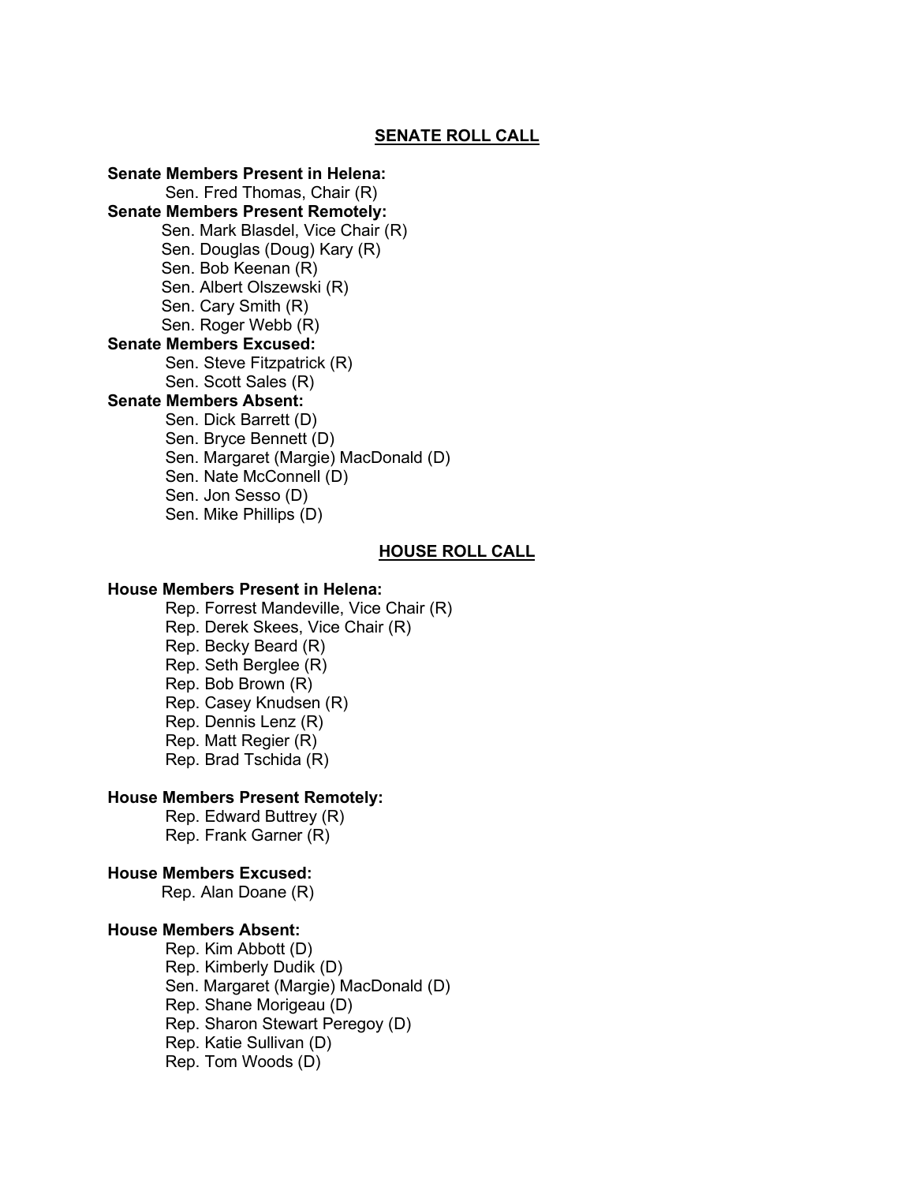## SENATE ROLL CALL

**Senate Members Present in Helena:**

- Sen. Fred Thomas, Chair (R)

**Senate Members Present Remotely:**

- Sen. Mark Blasdel, Vice Chair (R)
- Sen. Douglas (Doug) Kary (R)
- Sen. Bob Keenan (R)
- Sen. Albert Olszewski (R)
- Sen. Cary Smith (R)
- Sen. Roger Webb (R)

**Senate Members Excused:**

- Sen. Steve Fitzpatrick (R)
- Sen. Scott Sales (R)

**Senate Members Absent:**

- Sen. Dick Barrett (D)
- Sen. Bryce Bennett (D)
- Sen. Margaret (Margie) MacDonald (D)
- Sen. Nate McConnell (D)
- Sen. Jon Sesso (D)
- Sen. Mike Phillips (D)

## HOUSE ROLL CALL

**House Members Present in Helena:**

- Rep. Forrest Mandeville, Vice Chair (R)
- Rep. Derek Skees, Vice Chair (R)
- Rep. Becky Beard (R)
- Rep. Seth Berglee (R)
- Rep. Bob Brown (R)
- Rep. Casey Knudsen (R)
- Rep. Dennis Lenz (R)
- Rep. Matt Regier (R)
- Rep. Brad Tschida (R)

**House Members Present Remotely:**

- Rep. Edward Buttrey (R)
- Rep. Frank Garner (R)

**House Members Excused:**

- Rep. Alan Doane (R)

**House Members Absent:**

- Rep. Kim Abbott (D)
- Rep. Kimberly Dudik (D)
- Sen. Margaret (Margie) MacDonald (D)
- Rep. Shane Morigeau (D)
- Rep. Sharon Stewart Peregoy (D)
- Rep. Katie Sullivan (D)
- Rep. Tom Woods (D)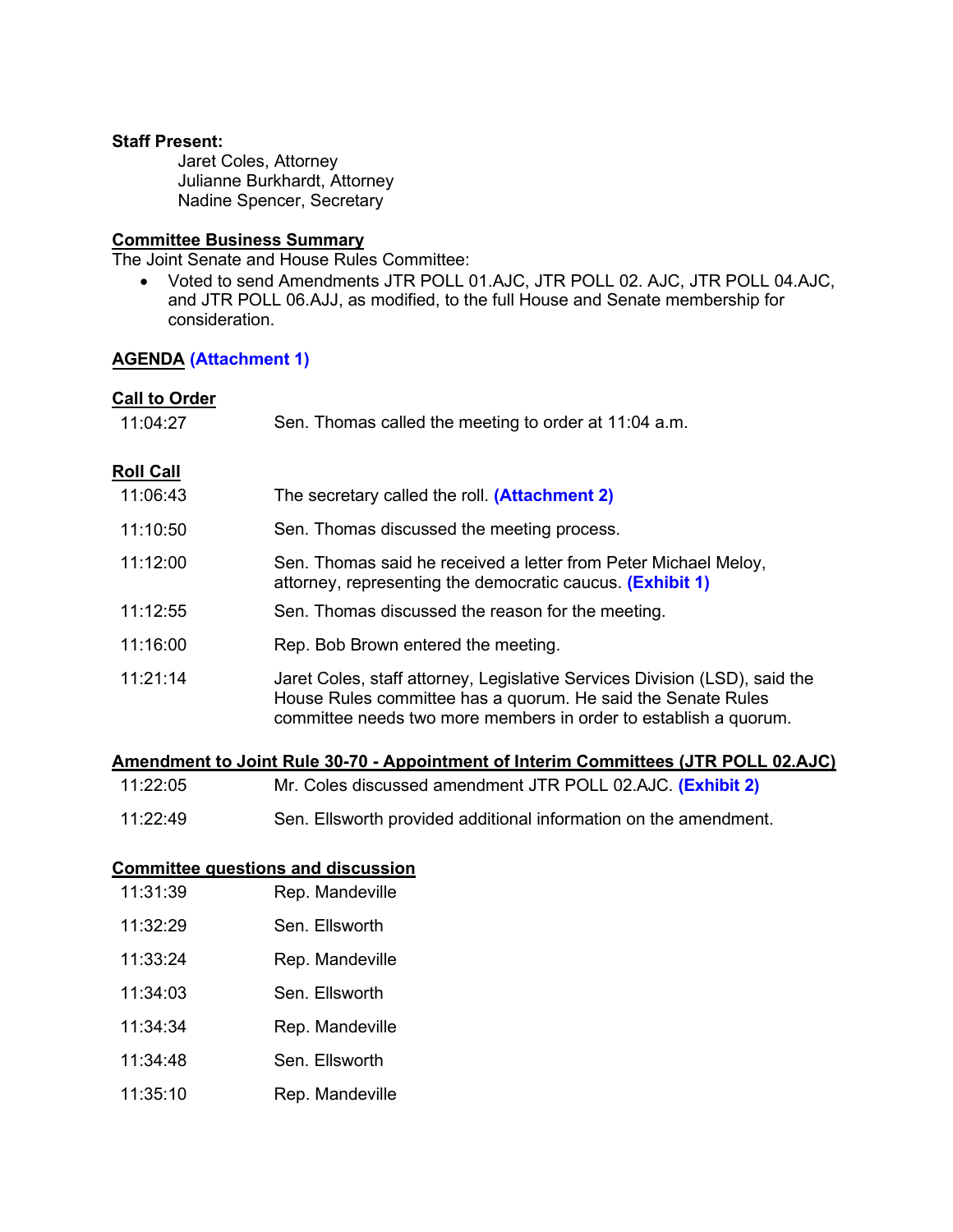**Staff Present:**

Jaret Coles, Attorney
Julianne Burkhardt, Attorney
Nadine Spencer, Secretary

**Committee Business Summary**

The Joint Senate and House Rules Committee:

- Voted to send Amendments JTR POLL 01.AJC, JTR POLL 02. AJC, JTR POLL 04.AJC, and JTR POLL 06.AJJ, as modified, to the full House and Senate membership for consideration.

**AGENDA (Attachment 1)**

**Call to Order**

| | |
|---|---|
| 11:04:27 | Sen. Thomas called the meeting to order at 11:04 a.m. |

**Roll Call**

| | |
|---|---|
| 11:06:43 | The secretary called the roll. **(Attachment 2)** |
| 11:10:50 | Sen. Thomas discussed the meeting process. |
| 11:12:00 | Sen. Thomas said he received a letter from Peter Michael Meloy, attorney, representing the democratic caucus. **(Exhibit 1)** |
| 11:12:55 | Sen. Thomas discussed the reason for the meeting. |
| 11:16:00 | Rep. Bob Brown entered the meeting. |
| 11:21:14 | Jaret Coles, staff attorney, Legislative Services Division (LSD), said the House Rules committee has a quorum. He said the Senate Rules committee needs two more members in order to establish a quorum. |

**Amendment to Joint Rule 30-70 - Appointment of Interim Committees (JTR POLL 02.AJC)**

| | |
|---|---|
| 11:22:05 | Mr. Coles discussed amendment JTR POLL 02.AJC. **(Exhibit 2)** |
| 11:22:49 | Sen. Ellsworth provided additional information on the amendment. |

**Committee questions and discussion**

| | |
|---|---|
| 11:31:39 | Rep. Mandeville |
| 11:32:29 | Sen. Ellsworth |
| 11:33:24 | Rep. Mandeville |
| 11:34:03 | Sen. Ellsworth |
| 11:34:34 | Rep. Mandeville |
| 11:34:48 | Sen. Ellsworth |
| 11:35:10 | Rep. Mandeville |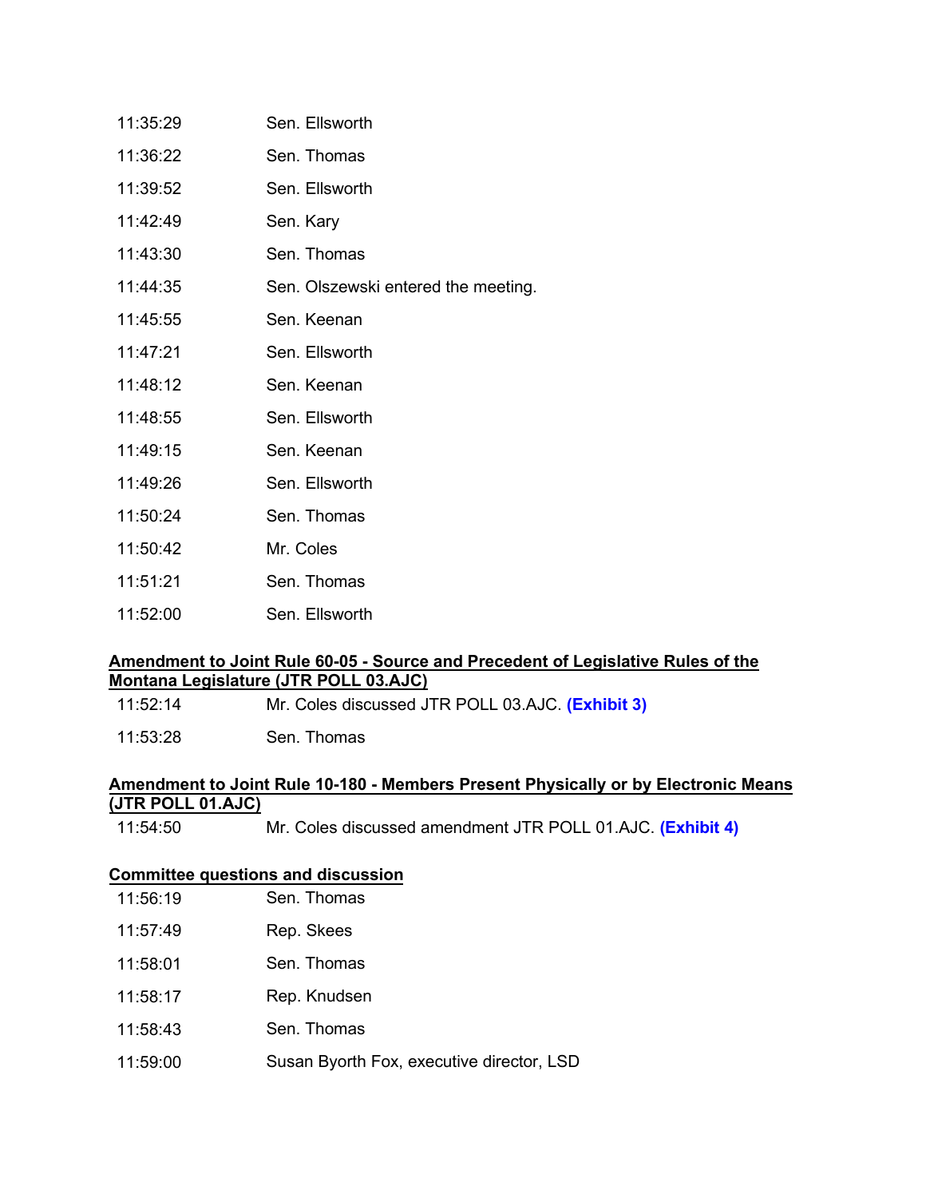| | |
|---|---|
| 11:35:29 | Sen. Ellsworth |
| 11:36:22 | Sen. Thomas |
| 11:39:52 | Sen. Ellsworth |
| 11:42:49 | Sen. Kary |
| 11:43:30 | Sen. Thomas |
| 11:44:35 | Sen. Olszewski entered the meeting. |
| 11:45:55 | Sen. Keenan |
| 11:47:21 | Sen. Ellsworth |
| 11:48:12 | Sen. Keenan |
| 11:48:55 | Sen. Ellsworth |
| 11:49:15 | Sen. Keenan |
| 11:49:26 | Sen. Ellsworth |
| 11:50:24 | Sen. Thomas |
| 11:50:42 | Mr. Coles |
| 11:51:21 | Sen. Thomas |
| 11:52:00 | Sen. Ellsworth |

**Amendment to Joint Rule 60-05 - Source and Precedent of Legislative Rules of the Montana Legislature (JTR POLL 03.AJC)**

| | |
|---|---|
| 11:52:14 | Mr. Coles discussed JTR POLL 03.AJC. **(Exhibit 3)** |
| 11:53:28 | Sen. Thomas |

**Amendment to Joint Rule 10-180 - Members Present Physically or by Electronic Means (JTR POLL 01.AJC)**

| | |
|---|---|
| 11:54:50 | Mr. Coles discussed amendment JTR POLL 01.AJC. **(Exhibit 4)** |

**Committee questions and discussion**

| | |
|---|---|
| 11:56:19 | Sen. Thomas |
| 11:57:49 | Rep. Skees |
| 11:58:01 | Sen. Thomas |
| 11:58:17 | Rep. Knudsen |
| 11:58:43 | Sen. Thomas |
| 11:59:00 | Susan Byorth Fox, executive director, LSD |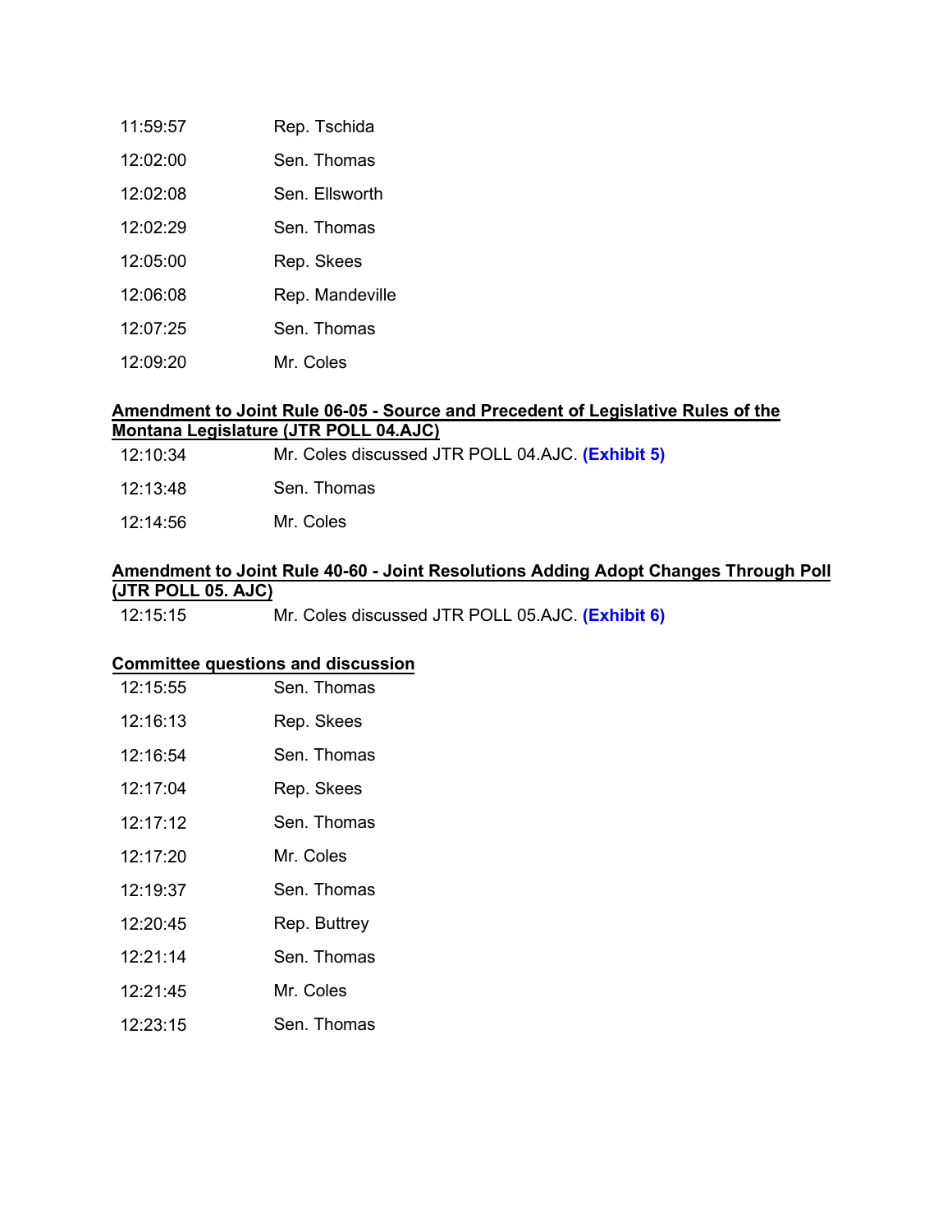| | |
|---|---|
| 11:59:57 | Rep. Tschida |
| 12:02:00 | Sen. Thomas |
| 12:02:08 | Sen. Ellsworth |
| 12:02:29 | Sen. Thomas |
| 12:05:00 | Rep. Skees |
| 12:06:08 | Rep. Mandeville |
| 12:07:25 | Sen. Thomas |
| 12:09:20 | Mr. Coles |

**Amendment to Joint Rule 06-05 - Source and Precedent of Legislative Rules of the Montana Legislature (JTR POLL 04.AJC)**

| | |
|---|---|
| 12:10:34 | Mr. Coles discussed JTR POLL 04.AJC. **(Exhibit 5)** |
| 12:13:48 | Sen. Thomas |
| 12:14:56 | Mr. Coles |

**Amendment to Joint Rule 40-60 - Joint Resolutions Adding Adopt Changes Through Poll (JTR POLL 05. AJC)**

| | |
|---|---|
| 12:15:15 | Mr. Coles discussed JTR POLL 05.AJC. **(Exhibit 6)** |

**Committee questions and discussion**

| | |
|---|---|
| 12:15:55 | Sen. Thomas |
| 12:16:13 | Rep. Skees |
| 12:16:54 | Sen. Thomas |
| 12:17:04 | Rep. Skees |
| 12:17:12 | Sen. Thomas |
| 12:17:20 | Mr. Coles |
| 12:19:37 | Sen. Thomas |
| 12:20:45 | Rep. Buttrey |
| 12:21:14 | Sen. Thomas |
| 12:21:45 | Mr. Coles |
| 12:23:15 | Sen. Thomas |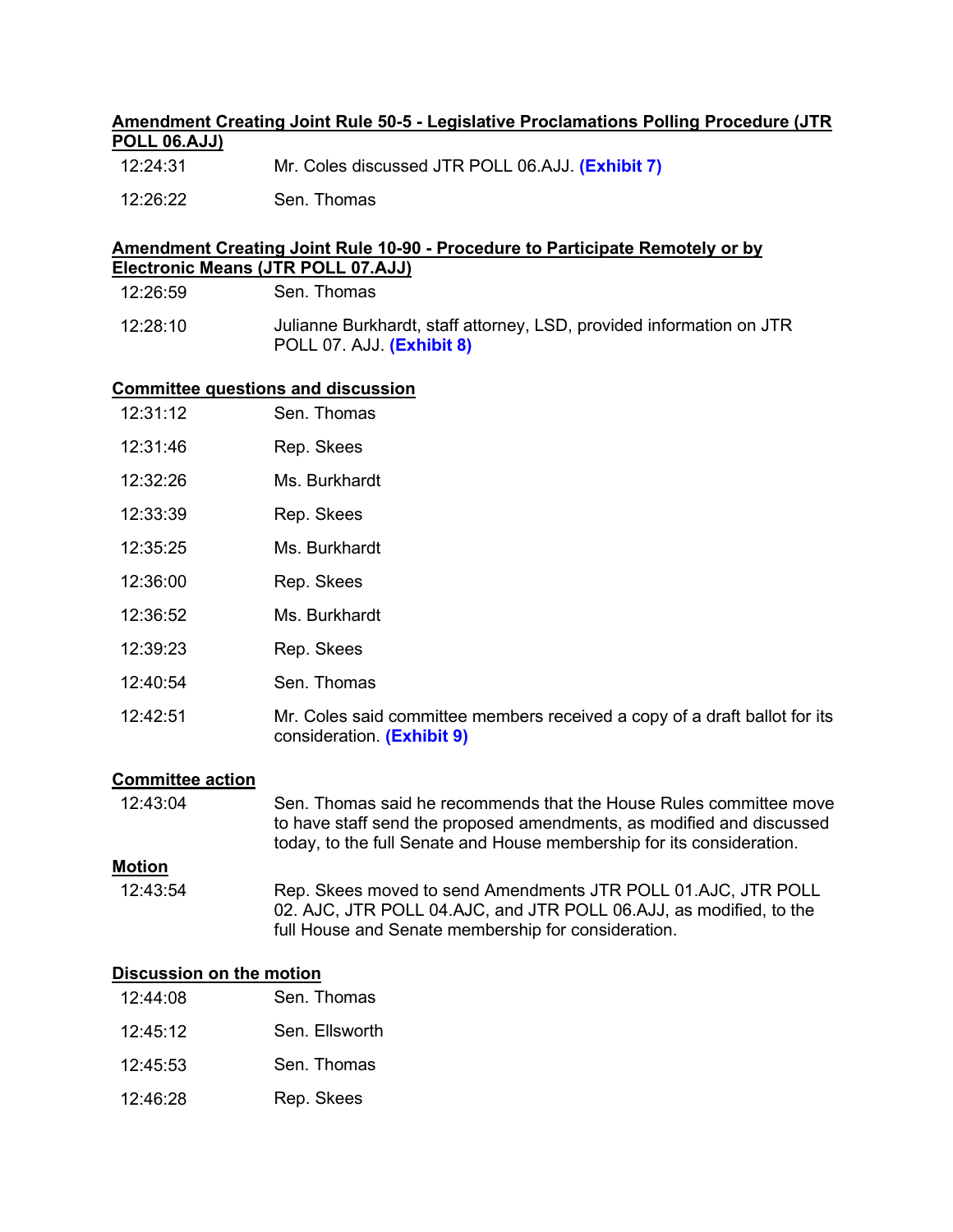**Amendment Creating Joint Rule 50-5 - Legislative Proclamations Polling Procedure (JTR POLL 06.AJJ)**

| | |
|---|---|
| 12:24:31 | Mr. Coles discussed JTR POLL 06.AJJ. **(Exhibit 7)** |
| 12:26:22 | Sen. Thomas |

**Amendment Creating Joint Rule 10-90 - Procedure to Participate Remotely or by Electronic Means (JTR POLL 07.AJJ)**

| | |
|---|---|
| 12:26:59 | Sen. Thomas |
| 12:28:10 | Julianne Burkhardt, staff attorney, LSD, provided information on JTR POLL 07. AJJ. **(Exhibit 8)** |

**Committee questions and discussion**

| | |
|---|---|
| 12:31:12 | Sen. Thomas |
| 12:31:46 | Rep. Skees |
| 12:32:26 | Ms. Burkhardt |
| 12:33:39 | Rep. Skees |
| 12:35:25 | Ms. Burkhardt |
| 12:36:00 | Rep. Skees |
| 12:36:52 | Ms. Burkhardt |
| 12:39:23 | Rep. Skees |
| 12:40:54 | Sen. Thomas |
| 12:42:51 | Mr. Coles said committee members received a copy of a draft ballot for its consideration. **(Exhibit 9)** |

**Committee action**

| | |
|---|---|
| 12:43:04 | Sen. Thomas said he recommends that the House Rules committee move to have staff send the proposed amendments, as modified and discussed today, to the full Senate and House membership for its consideration. |

**Motion**

| | |
|---|---|
| 12:43:54 | Rep. Skees moved to send Amendments JTR POLL 01.AJC, JTR POLL 02. AJC, JTR POLL 04.AJC, and JTR POLL 06.AJJ, as modified, to the full House and Senate membership for consideration. |

**Discussion on the motion**

| | |
|---|---|
| 12:44:08 | Sen. Thomas |
| 12:45:12 | Sen. Ellsworth |
| 12:45:53 | Sen. Thomas |
| 12:46:28 | Rep. Skees |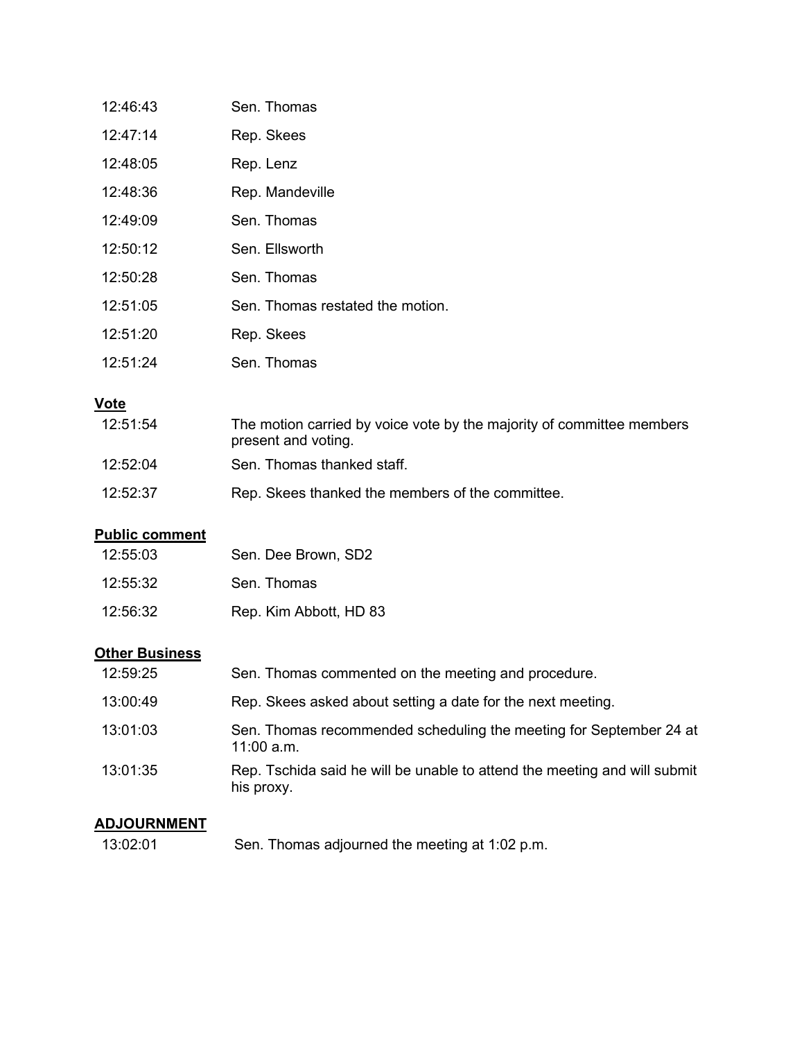| | |
|---|---|
| 12:46:43 | Sen. Thomas |
| 12:47:14 | Rep. Skees |
| 12:48:05 | Rep. Lenz |
| 12:48:36 | Rep. Mandeville |
| 12:49:09 | Sen. Thomas |
| 12:50:12 | Sen. Ellsworth |
| 12:50:28 | Sen. Thomas |
| 12:51:05 | Sen. Thomas restated the motion. |
| 12:51:20 | Rep. Skees |
| 12:51:24 | Sen. Thomas |

**<u>Vote</u>**

| | |
|---|---|
| 12:51:54 | The motion carried by voice vote by the majority of committee members present and voting. |
| 12:52:04 | Sen. Thomas thanked staff. |
| 12:52:37 | Rep. Skees thanked the members of the committee. |

**<u>Public comment</u>**

| | |
|---|---|
| 12:55:03 | Sen. Dee Brown, SD2 |
| 12:55:32 | Sen. Thomas |
| 12:56:32 | Rep. Kim Abbott, HD 83 |

**<u>Other Business</u>**

| | |
|---|---|
| 12:59:25 | Sen. Thomas commented on the meeting and procedure. |
| 13:00:49 | Rep. Skees asked about setting a date for the next meeting. |
| 13:01:03 | Sen. Thomas recommended scheduling the meeting for September 24 at 11:00 a.m. |
| 13:01:35 | Rep. Tschida said he will be unable to attend the meeting and will submit his proxy. |

**<u>ADJOURNMENT</u>**

| | |
|---|---|
| 13:02:01 | Sen. Thomas adjourned the meeting at 1:02 p.m. |